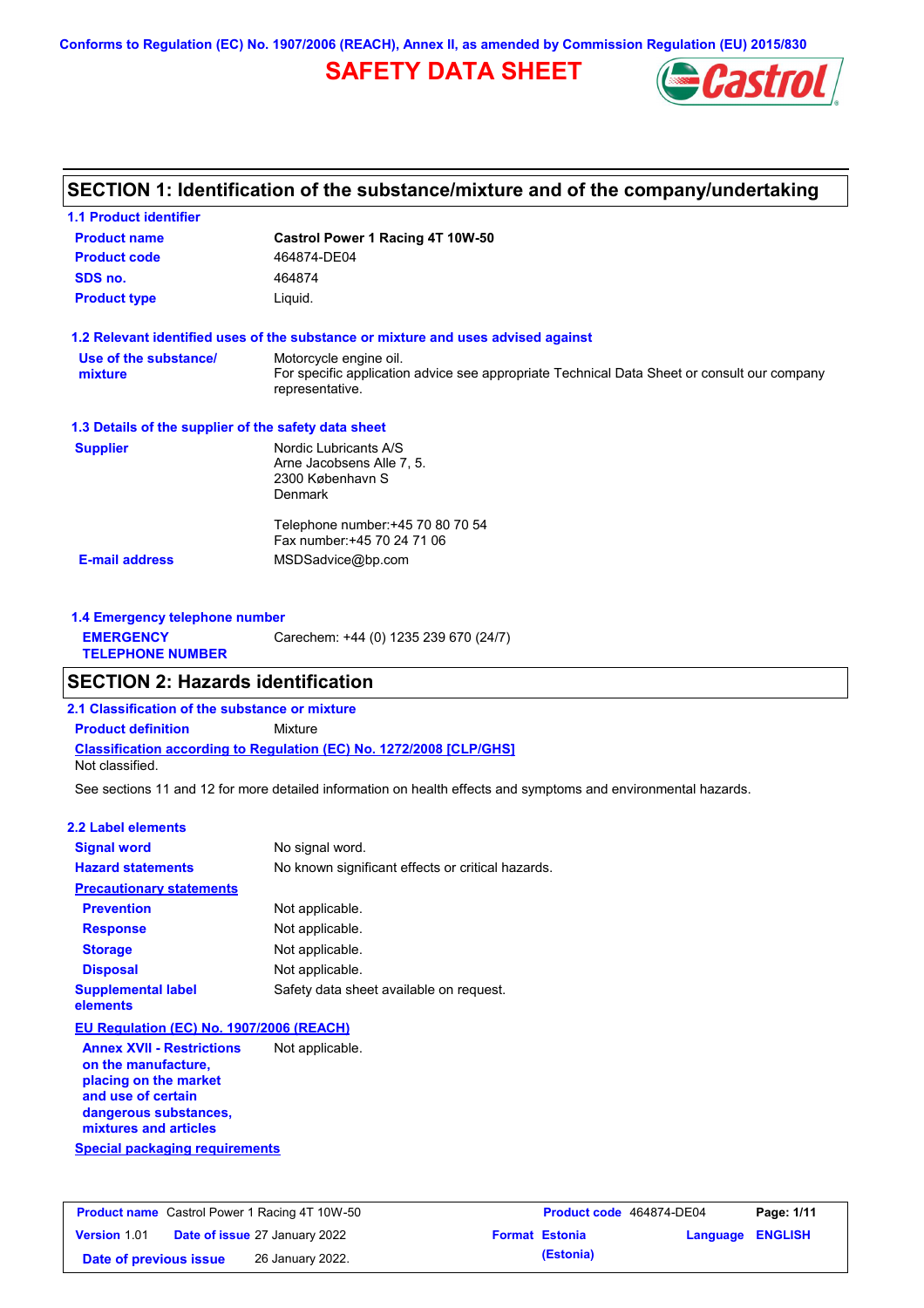Conforms to Regulation (EC) No. 1907/2006 (REACH), Annex II, as amended by Commission Regulation (EU) 2015/830

# SAFETY DATA SHEET

## SECTION 1: Identification of the substance/mixture and of the company/undertaking

### 1.1 Product identifier

| | |
|---|---|
| **Product name** | **Castrol Power 1 Racing 4T 10W-50** |
| **Product code** | 464874-DE04 |
| **SDS no.** | 464874 |
| **Product type** | Liquid. |

### 1.2 Relevant identified uses of the substance or mixture and uses advised against

| | |
|---|---|
| **Use of the substance/ mixture** | Motorcycle engine oil. For specific application advice see appropriate Technical Data Sheet or consult our company representative. |

### 1.3 Details of the supplier of the safety data sheet

| | |
|---|---|
| **Supplier** | Nordic Lubricants A/S<br>Arne Jacobsens Alle 7, 5.<br>2300 København S<br>Denmark<br><br>Telephone number:+45 70 80 70 54<br>Fax number:+45 70 24 71 06 |
| **E-mail address** | MSDSadvice@bp.com |

### 1.4 Emergency telephone number

| | |
|---|---|
| **EMERGENCY TELEPHONE NUMBER** | Carechem: +44 (0) 1235 239 670 (24/7) |

## SECTION 2: Hazards identification

### 2.1 Classification of the substance or mixture

**Product definition** Mixture

**Classification according to Regulation (EC) No. 1272/2008 [CLP/GHS]**

Not classified.

See sections 11 and 12 for more detailed information on health effects and symptoms and environmental hazards.

### 2.2 Label elements

| | |
|---|---|
| **Signal word** | No signal word. |
| **Hazard statements** | No known significant effects or critical hazards. |
| **Precautionary statements** | |
| **Prevention** | Not applicable. |
| **Response** | Not applicable. |
| **Storage** | Not applicable. |
| **Disposal** | Not applicable. |
| **Supplemental label elements** | Safety data sheet available on request. |

**EU Regulation (EC) No. 1907/2006 (REACH)**

| | |
|---|---|
| **Annex XVII - Restrictions on the manufacture, placing on the market and use of certain dangerous substances, mixtures and articles** | Not applicable. |

**Special packaging requirements**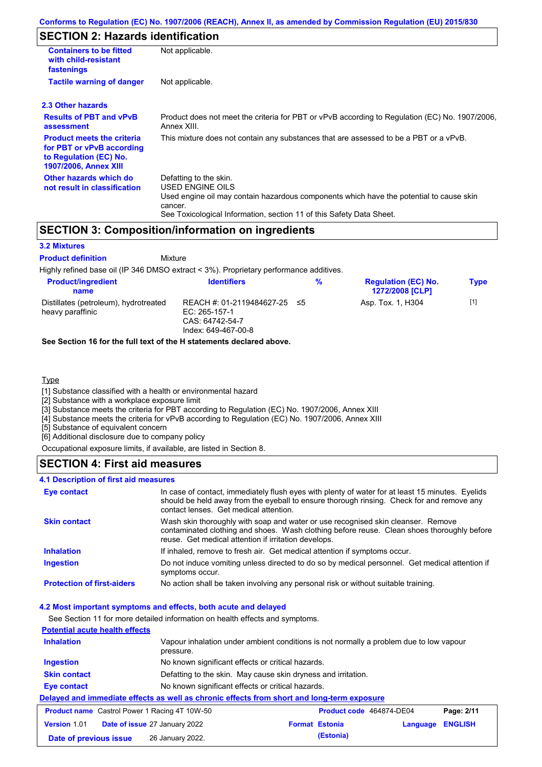## SECTION 2: Hazards identification

| | |
|---|---|
| **Containers to be fitted with child-resistant fastenings** | Not applicable. |
| **Tactile warning of danger** | Not applicable. |

### 2.3 Other hazards

| | |
|---|---|
| **Results of PBT and vPvB assessment** | Product does not meet the criteria for PBT or vPvB according to Regulation (EC) No. 1907/2006, Annex XIII. |
| **Product meets the criteria for PBT or vPvB according to Regulation (EC) No. 1907/2006, Annex XIII** | This mixture does not contain any substances that are assessed to be a PBT or a vPvB. |
| **Other hazards which do not result in classification** | Defatting to the skin.<br>USED ENGINE OILS<br>Used engine oil may contain hazardous components which have the potential to cause skin cancer.<br>See Toxicological Information, section 11 of this Safety Data Sheet. |

## SECTION 3: Composition/information on ingredients

### 3.2 Mixtures

**Product definition** Mixture

Highly refined base oil (IP 346 DMSO extract < 3%). Proprietary performance additives.

| Product/ingredient name | Identifiers | % | Regulation (EC) No. 1272/2008 [CLP] | Type |
|---|---|---|---|---|
| Distillates (petroleum), hydrotreated heavy paraffinic | REACH #: 01-2119484627-25<br>EC: 265-157-1<br>CAS: 64742-54-7<br>Index: 649-467-00-8 | ≤5 | Asp. Tox. 1, H304 | [1] |

**See Section 16 for the full text of the H statements declared above.**

Type

[1] Substance classified with a health or environmental hazard
[2] Substance with a workplace exposure limit
[3] Substance meets the criteria for PBT according to Regulation (EC) No. 1907/2006, Annex XIII
[4] Substance meets the criteria for vPvB according to Regulation (EC) No. 1907/2006, Annex XIII
[5] Substance of equivalent concern
[6] Additional disclosure due to company policy

Occupational exposure limits, if available, are listed in Section 8.

## SECTION 4: First aid measures

### 4.1 Description of first aid measures

| | |
|---|---|
| **Eye contact** | In case of contact, immediately flush eyes with plenty of water for at least 15 minutes. Eyelids should be held away from the eyeball to ensure thorough rinsing. Check for and remove any contact lenses. Get medical attention. |
| **Skin contact** | Wash skin thoroughly with soap and water or use recognised skin cleanser. Remove contaminated clothing and shoes. Wash clothing before reuse. Clean shoes thoroughly before reuse. Get medical attention if irritation develops. |
| **Inhalation** | If inhaled, remove to fresh air. Get medical attention if symptoms occur. |
| **Ingestion** | Do not induce vomiting unless directed to do so by medical personnel. Get medical attention if symptoms occur. |
| **Protection of first-aiders** | No action shall be taken involving any personal risk or without suitable training. |

### 4.2 Most important symptoms and effects, both acute and delayed

See Section 11 for more detailed information on health effects and symptoms.

**Potential acute health effects**

| | |
|---|---|
| **Inhalation** | Vapour inhalation under ambient conditions is not normally a problem due to low vapour pressure. |
| **Ingestion** | No known significant effects or critical hazards. |
| **Skin contact** | Defatting to the skin. May cause skin dryness and irritation. |
| **Eye contact** | No known significant effects or critical hazards. |

**Delayed and immediate effects as well as chronic effects from short and long-term exposure**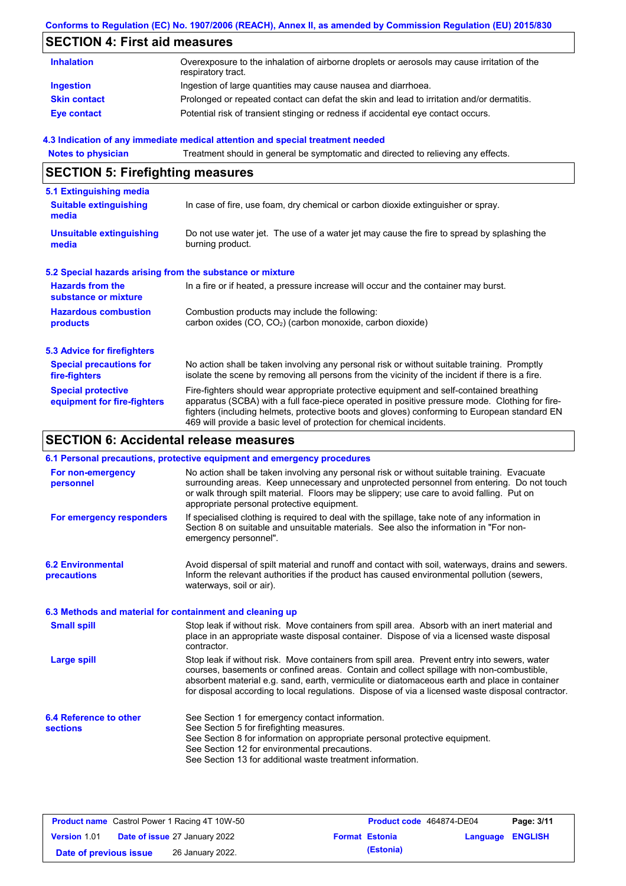## SECTION 4: First aid measures

| | |
|---|---|
| **Inhalation** | Overexposure to the inhalation of airborne droplets or aerosols may cause irritation of the respiratory tract. |
| **Ingestion** | Ingestion of large quantities may cause nausea and diarrhoea. |
| **Skin contact** | Prolonged or repeated contact can defat the skin and lead to irritation and/or dermatitis. |
| **Eye contact** | Potential risk of transient stinging or redness if accidental eye contact occurs. |

### 4.3 Indication of any immediate medical attention and special treatment needed

| | |
|---|---|
| **Notes to physician** | Treatment should in general be symptomatic and directed to relieving any effects. |

## SECTION 5: Firefighting measures

### 5.1 Extinguishing media

| | |
|---|---|
| **Suitable extinguishing media** | In case of fire, use foam, dry chemical or carbon dioxide extinguisher or spray. |
| **Unsuitable extinguishing media** | Do not use water jet. The use of a water jet may cause the fire to spread by splashing the burning product. |

### 5.2 Special hazards arising from the substance or mixture

| | |
|---|---|
| **Hazards from the substance or mixture** | In a fire or if heated, a pressure increase will occur and the container may burst. |
| **Hazardous combustion products** | Combustion products may include the following: carbon oxides (CO, $CO_2$) (carbon monoxide, carbon dioxide) |

### 5.3 Advice for firefighters

| | |
|---|---|
| **Special precautions for fire-fighters** | No action shall be taken involving any personal risk or without suitable training. Promptly isolate the scene by removing all persons from the vicinity of the incident if there is a fire. |
| **Special protective equipment for fire-fighters** | Fire-fighters should wear appropriate protective equipment and self-contained breathing apparatus (SCBA) with a full face-piece operated in positive pressure mode. Clothing for fire-fighters (including helmets, protective boots and gloves) conforming to European standard EN 469 will provide a basic level of protection for chemical incidents. |

## SECTION 6: Accidental release measures

### 6.1 Personal precautions, protective equipment and emergency procedures

| | |
|---|---|
| **For non-emergency personnel** | No action shall be taken involving any personal risk or without suitable training. Evacuate surrounding areas. Keep unnecessary and unprotected personnel from entering. Do not touch or walk through spilt material. Floors may be slippery; use care to avoid falling. Put on appropriate personal protective equipment. |
| **For emergency responders** | If specialised clothing is required to deal with the spillage, take note of any information in Section 8 on suitable and unsuitable materials. See also the information in "For non-emergency personnel". |

| | |
|---|---|
| **6.2 Environmental precautions** | Avoid dispersal of spilt material and runoff and contact with soil, waterways, drains and sewers. Inform the relevant authorities if the product has caused environmental pollution (sewers, waterways, soil or air). |

### 6.3 Methods and material for containment and cleaning up

| | |
|---|---|
| **Small spill** | Stop leak if without risk. Move containers from spill area. Absorb with an inert material and place in an appropriate waste disposal container. Dispose of via a licensed waste disposal contractor. |
| **Large spill** | Stop leak if without risk. Move containers from spill area. Prevent entry into sewers, water courses, basements or confined areas. Contain and collect spillage with non-combustible, absorbent material e.g. sand, earth, vermiculite or diatomaceous earth and place in container for disposal according to local regulations. Dispose of via a licensed waste disposal contractor. |

| | |
|---|---|
| **6.4 Reference to other sections** | See Section 1 for emergency contact information.<br>See Section 5 for firefighting measures.<br>See Section 8 for information on appropriate personal protective equipment.<br>See Section 12 for environmental precautions.<br>See Section 13 for additional waste treatment information. |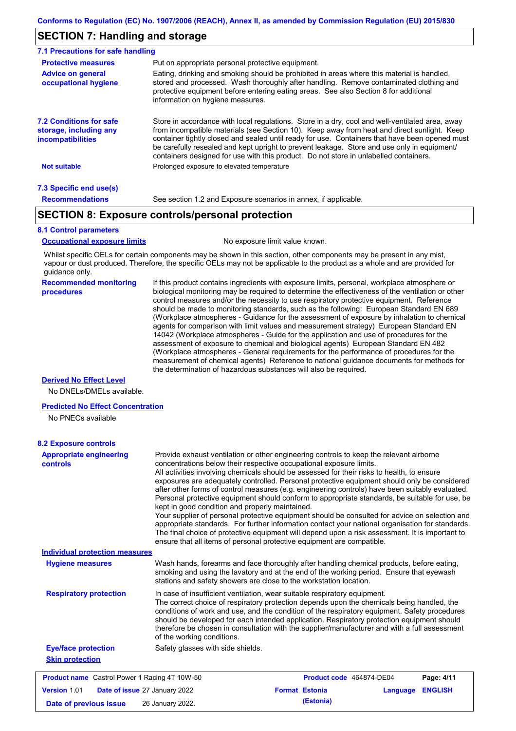## SECTION 7: Handling and storage

### 7.1 Precautions for safe handling

**Protective measures** Put on appropriate personal protective equipment.

**Advice on general occupational hygiene** Eating, drinking and smoking should be prohibited in areas where this material is handled, stored and processed. Wash thoroughly after handling. Remove contaminated clothing and protective equipment before entering eating areas. See also Section 8 for additional information on hygiene measures.

**7.2 Conditions for safe storage, including any incompatibilities** Store in accordance with local regulations. Store in a dry, cool and well-ventilated area, away from incompatible materials (see Section 10). Keep away from heat and direct sunlight. Keep container tightly closed and sealed until ready for use. Containers that have been opened must be carefully resealed and kept upright to prevent leakage. Store and use only in equipment/ containers designed for use with this product. Do not store in unlabelled containers.

**Not suitable** Prolonged exposure to elevated temperature

### 7.3 Specific end use(s)

**Recommendations** See section 1.2 and Exposure scenarios in annex, if applicable.

## SECTION 8: Exposure controls/personal protection

### 8.1 Control parameters

**Occupational exposure limits** No exposure limit value known.

Whilst specific OELs for certain components may be shown in this section, other components may be present in any mist, vapour or dust produced. Therefore, the specific OELs may not be applicable to the product as a whole and are provided for guidance only.

**Recommended monitoring procedures** If this product contains ingredients with exposure limits, personal, workplace atmosphere or biological monitoring may be required to determine the effectiveness of the ventilation or other control measures and/or the necessity to use respiratory protective equipment. Reference should be made to monitoring standards, such as the following: European Standard EN 689 (Workplace atmospheres - Guidance for the assessment of exposure by inhalation to chemical agents for comparison with limit values and measurement strategy) European Standard EN 14042 (Workplace atmospheres - Guide for the application and use of procedures for the assessment of exposure to chemical and biological agents) European Standard EN 482 (Workplace atmospheres - General requirements for the performance of procedures for the measurement of chemical agents) Reference to national guidance documents for methods for the determination of hazardous substances will also be required.

**Derived No Effect Level**

No DNELs/DMELs available.

**Predicted No Effect Concentration**

No PNECs available

### 8.2 Exposure controls

**Appropriate engineering controls** Provide exhaust ventilation or other engineering controls to keep the relevant airborne concentrations below their respective occupational exposure limits.
All activities involving chemicals should be assessed for their risks to health, to ensure exposures are adequately controlled. Personal protective equipment should only be considered after other forms of control measures (e.g. engineering controls) have been suitably evaluated. Personal protective equipment should conform to appropriate standards, be suitable for use, be kept in good condition and properly maintained.
Your supplier of personal protective equipment should be consulted for advice on selection and appropriate standards. For further information contact your national organisation for standards. The final choice of protective equipment will depend upon a risk assessment. It is important to ensure that all items of personal protective equipment are compatible.

**Individual protection measures**

**Hygiene measures** Wash hands, forearms and face thoroughly after handling chemical products, before eating, smoking and using the lavatory and at the end of the working period. Ensure that eyewash stations and safety showers are close to the workstation location.

**Respiratory protection** In case of insufficient ventilation, wear suitable respiratory equipment.
The correct choice of respiratory protection depends upon the chemicals being handled, the conditions of work and use, and the condition of the respiratory equipment. Safety procedures should be developed for each intended application. Respiratory protection equipment should therefore be chosen in consultation with the supplier/manufacturer and with a full assessment of the working conditions.

**Eye/face protection** Safety glasses with side shields.

**Skin protection**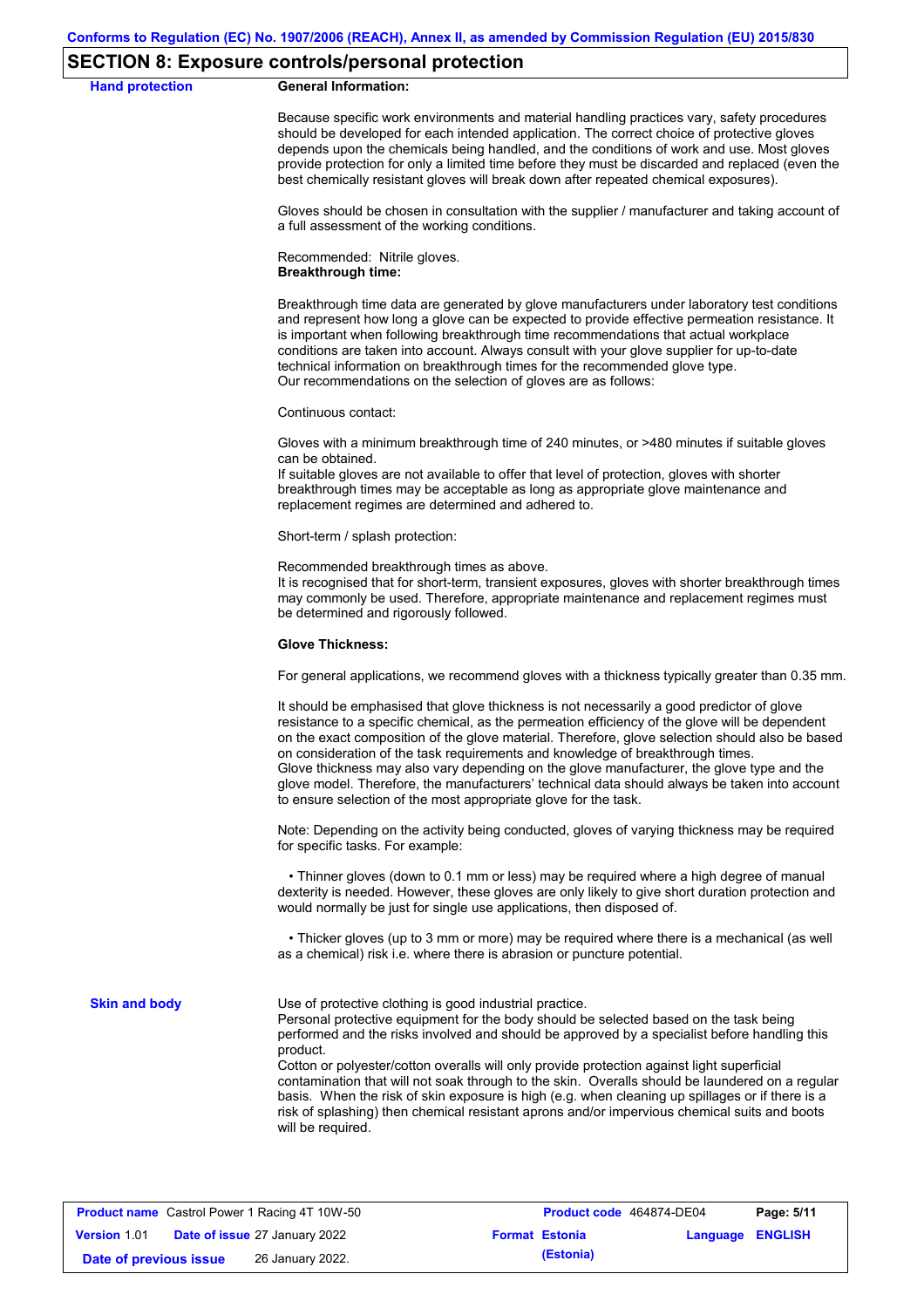## SECTION 8: Exposure controls/personal protection

**Hand protection**

**General Information:**

Because specific work environments and material handling practices vary, safety procedures should be developed for each intended application. The correct choice of protective gloves depends upon the chemicals being handled, and the conditions of work and use. Most gloves provide protection for only a limited time before they must be discarded and replaced (even the best chemically resistant gloves will break down after repeated chemical exposures).

Gloves should be chosen in consultation with the supplier / manufacturer and taking account of a full assessment of the working conditions.

Recommended: Nitrile gloves.
**Breakthrough time:**

Breakthrough time data are generated by glove manufacturers under laboratory test conditions and represent how long a glove can be expected to provide effective permeation resistance. It is important when following breakthrough time recommendations that actual workplace conditions are taken into account. Always consult with your glove supplier for up-to-date technical information on breakthrough times for the recommended glove type.
Our recommendations on the selection of gloves are as follows:

Continuous contact:

Gloves with a minimum breakthrough time of 240 minutes, or >480 minutes if suitable gloves can be obtained.
If suitable gloves are not available to offer that level of protection, gloves with shorter breakthrough times may be acceptable as long as appropriate glove maintenance and replacement regimes are determined and adhered to.

Short-term / splash protection:

Recommended breakthrough times as above.
It is recognised that for short-term, transient exposures, gloves with shorter breakthrough times may commonly be used. Therefore, appropriate maintenance and replacement regimes must be determined and rigorously followed.

**Glove Thickness:**

For general applications, we recommend gloves with a thickness typically greater than 0.35 mm.

It should be emphasised that glove thickness is not necessarily a good predictor of glove resistance to a specific chemical, as the permeation efficiency of the glove will be dependent on the exact composition of the glove material. Therefore, glove selection should also be based on consideration of the task requirements and knowledge of breakthrough times.
Glove thickness may also vary depending on the glove manufacturer, the glove type and the glove model. Therefore, the manufacturers' technical data should always be taken into account to ensure selection of the most appropriate glove for the task.

Note: Depending on the activity being conducted, gloves of varying thickness may be required for specific tasks. For example:

• Thinner gloves (down to 0.1 mm or less) may be required where a high degree of manual dexterity is needed. However, these gloves are only likely to give short duration protection and would normally be just for single use applications, then disposed of.

• Thicker gloves (up to 3 mm or more) may be required where there is a mechanical (as well as a chemical) risk i.e. where there is abrasion or puncture potential.

**Skin and body**

Use of protective clothing is good industrial practice.
Personal protective equipment for the body should be selected based on the task being performed and the risks involved and should be approved by a specialist before handling this product.
Cotton or polyester/cotton overalls will only provide protection against light superficial contamination that will not soak through to the skin. Overalls should be laundered on a regular basis. When the risk of skin exposure is high (e.g. when cleaning up spillages or if there is a risk of splashing) then chemical resistant aprons and/or impervious chemical suits and boots will be required.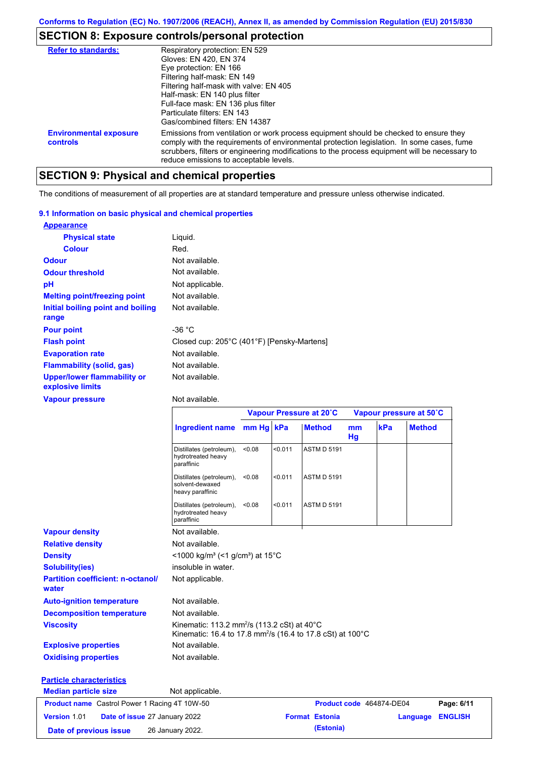Conforms to Regulation (EC) No. 1907/2006 (REACH), Annex II, as amended by Commission Regulation (EU) 2015/830

## SECTION 8: Exposure controls/personal protection

**Refer to standards:**
Respiratory protection: EN 529
Gloves: EN 420, EN 374
Eye protection: EN 166
Filtering half-mask: EN 149
Filtering half-mask with valve: EN 405
Half-mask: EN 140 plus filter
Full-face mask: EN 136 plus filter
Particulate filters: EN 143
Gas/combined filters: EN 14387

**Environmental exposure controls**
Emissions from ventilation or work process equipment should be checked to ensure they comply with the requirements of environmental protection legislation. In some cases, fume scrubbers, filters or engineering modifications to the process equipment will be necessary to reduce emissions to acceptable levels.

## SECTION 9: Physical and chemical properties

The conditions of measurement of all properties are at standard temperature and pressure unless otherwise indicated.

### 9.1 Information on basic physical and chemical properties

**Appearance**

**Physical state**: Liquid.

**Colour**: Red.

**Odour**: Not available.

**Odour threshold**: Not available.

**pH**: Not applicable.

**Melting point/freezing point**: Not available.

**Initial boiling point and boiling range**: Not available.

**Pour point**: -36 °C

**Flash point**: Closed cup: 205°C (401°F) [Pensky-Martens]

**Evaporation rate**: Not available.

**Flammability (solid, gas)**: Not available.

**Upper/lower flammability or explosive limits**: Not available.

**Vapour pressure**: Not available.

| | Vapour Pressure at 20˚C | | | Vapour pressure at 50˚C | | |
|---|---|---|---|---|---|---|
| **Ingredient name** | **mm Hg** | **kPa** | **Method** | **mm Hg** | **kPa** | **Method** |
| Distillates (petroleum), hydrotreated heavy paraffinic | <0.08 | <0.011 | ASTM D 5191 | | | |
| Distillates (petroleum), solvent-dewaxed heavy paraffinic | <0.08 | <0.011 | ASTM D 5191 | | | |
| Distillates (petroleum), hydrotreated heavy paraffinic | <0.08 | <0.011 | ASTM D 5191 | | | |

**Vapour density**: Not available.

**Relative density**: Not available.

**Density**: <1000 kg/m³ (<1 g/cm³) at 15°C

**Solubility(ies)**: insoluble in water.

**Partition coefficient: n-octanol/water**: Not applicable.

**Auto-ignition temperature**: Not available.

**Decomposition temperature**: Not available.

**Viscosity**: Kinematic: 113.2 mm²/s (113.2 cSt) at 40°C
Kinematic: 16.4 to 17.8 mm²/s (16.4 to 17.8 cSt) at 100°C

**Explosive properties**: Not available.

**Oxidising properties**: Not available.

**Particle characteristics**

**Median particle size**: Not applicable.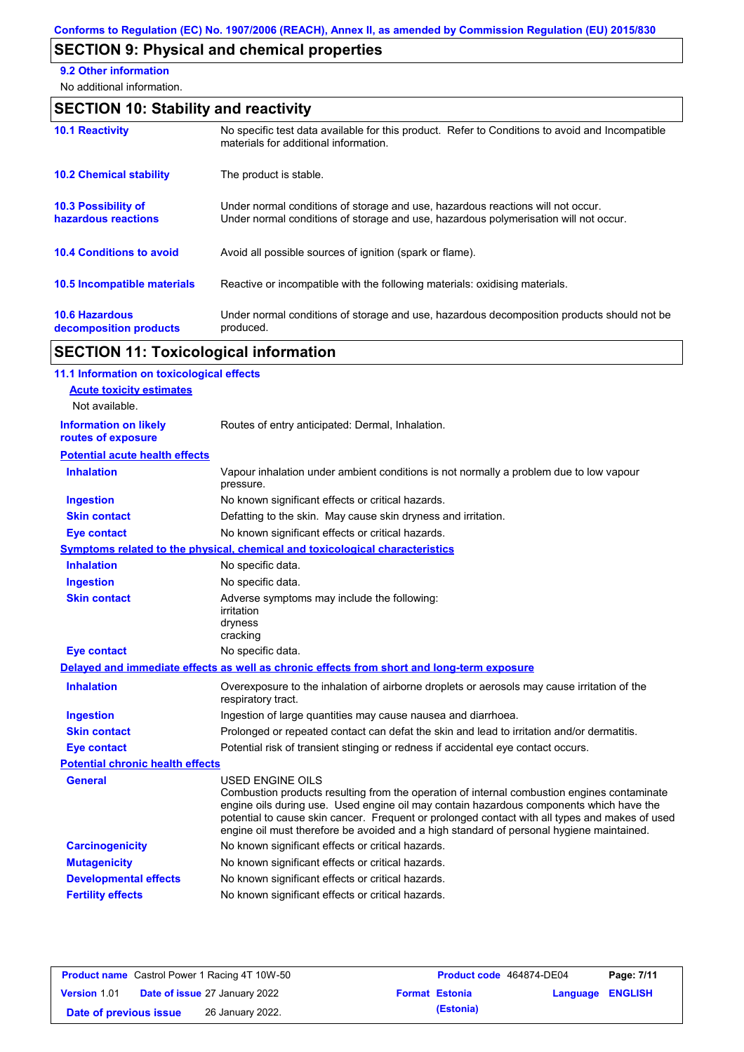## SECTION 9: Physical and chemical properties

**9.2 Other information**

No additional information.

## SECTION 10: Stability and reactivity

| | |
|---|---|
| **10.1 Reactivity** | No specific test data available for this product. Refer to Conditions to avoid and Incompatible materials for additional information. |
| **10.2 Chemical stability** | The product is stable. |
| **10.3 Possibility of hazardous reactions** | Under normal conditions of storage and use, hazardous reactions will not occur. Under normal conditions of storage and use, hazardous polymerisation will not occur. |
| **10.4 Conditions to avoid** | Avoid all possible sources of ignition (spark or flame). |
| **10.5 Incompatible materials** | Reactive or incompatible with the following materials: oxidising materials. |
| **10.6 Hazardous decomposition products** | Under normal conditions of storage and use, hazardous decomposition products should not be produced. |

## SECTION 11: Toxicological information

**11.1 Information on toxicological effects**

**Acute toxicity estimates**

Not available.

| | |
|---|---|
| **Information on likely routes of exposure** | Routes of entry anticipated: Dermal, Inhalation. |

**Potential acute health effects**

| | |
|---|---|
| **Inhalation** | Vapour inhalation under ambient conditions is not normally a problem due to low vapour pressure. |
| **Ingestion** | No known significant effects or critical hazards. |
| **Skin contact** | Defatting to the skin. May cause skin dryness and irritation. |
| **Eye contact** | No known significant effects or critical hazards. |

**Symptoms related to the physical, chemical and toxicological characteristics**

| | |
|---|---|
| **Inhalation** | No specific data. |
| **Ingestion** | No specific data. |
| **Skin contact** | Adverse symptoms may include the following: irritation dryness cracking |
| **Eye contact** | No specific data. |

**Delayed and immediate effects as well as chronic effects from short and long-term exposure**

| | |
|---|---|
| **Inhalation** | Overexposure to the inhalation of airborne droplets or aerosols may cause irritation of the respiratory tract. |
| **Ingestion** | Ingestion of large quantities may cause nausea and diarrhoea. |
| **Skin contact** | Prolonged or repeated contact can defat the skin and lead to irritation and/or dermatitis. |
| **Eye contact** | Potential risk of transient stinging or redness if accidental eye contact occurs. |

**Potential chronic health effects**

| | |
|---|---|
| **General** | USED ENGINE OILS Combustion products resulting from the operation of internal combustion engines contaminate engine oils during use. Used engine oil may contain hazardous components which have the potential to cause skin cancer. Frequent or prolonged contact with all types and makes of used engine oil must therefore be avoided and a high standard of personal hygiene maintained. |
| **Carcinogenicity** | No known significant effects or critical hazards. |
| **Mutagenicity** | No known significant effects or critical hazards. |
| **Developmental effects** | No known significant effects or critical hazards. |
| **Fertility effects** | No known significant effects or critical hazards. |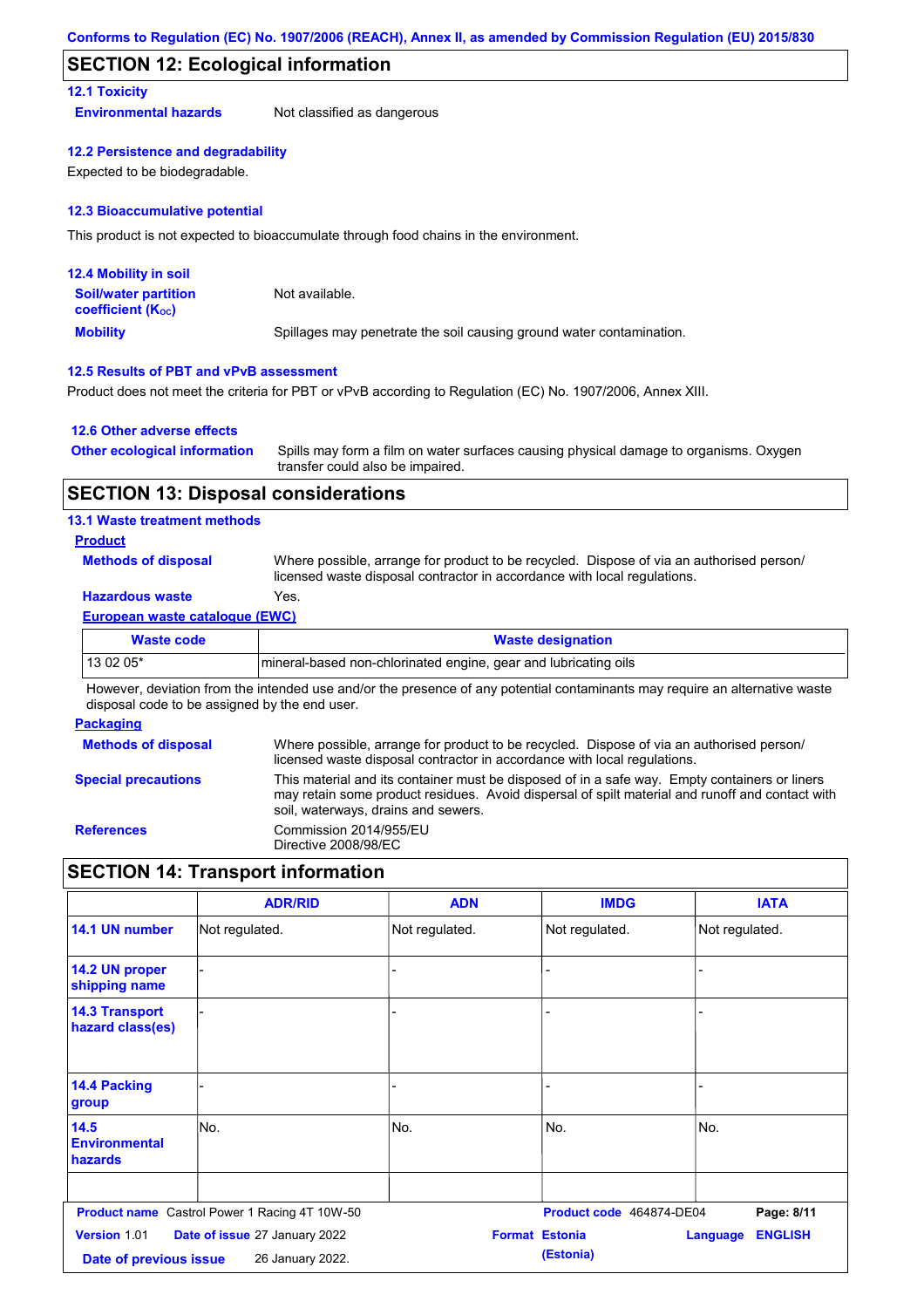## SECTION 12: Ecological information

### 12.1 Toxicity

**Environmental hazards** Not classified as dangerous

### 12.2 Persistence and degradability

Expected to be biodegradable.

### 12.3 Bioaccumulative potential

This product is not expected to bioaccumulate through food chains in the environment.

### 12.4 Mobility in soil

**Soil/water partition coefficient ($K_{OC}$)** Not available.

**Mobility** Spillages may penetrate the soil causing ground water contamination.

### 12.5 Results of PBT and vPvB assessment

Product does not meet the criteria for PBT or vPvB according to Regulation (EC) No. 1907/2006, Annex XIII.

### 12.6 Other adverse effects

**Other ecological information** Spills may form a film on water surfaces causing physical damage to organisms. Oxygen transfer could also be impaired.

## SECTION 13: Disposal considerations

### 13.1 Waste treatment methods

**Product**

**Methods of disposal** Where possible, arrange for product to be recycled. Dispose of via an authorised person/ licensed waste disposal contractor in accordance with local regulations.

**Hazardous waste** Yes.

**European waste catalogue (EWC)**

| Waste code | Waste designation |
|---|---|
| 13 02 05* | mineral-based non-chlorinated engine, gear and lubricating oils |

However, deviation from the intended use and/or the presence of any potential contaminants may require an alternative waste disposal code to be assigned by the end user.

**Packaging**

**Methods of disposal** Where possible, arrange for product to be recycled. Dispose of via an authorised person/ licensed waste disposal contractor in accordance with local regulations.

**Special precautions** This material and its container must be disposed of in a safe way. Empty containers or liners may retain some product residues. Avoid dispersal of spilt material and runoff and contact with soil, waterways, drains and sewers.

**References** Commission 2014/955/EU
Directive 2008/98/EC

## SECTION 14: Transport information

| | ADR/RID | ADN | IMDG | IATA |
|---|---|---|---|---|
| 14.1 UN number | Not regulated. | Not regulated. | Not regulated. | Not regulated. |
| 14.2 UN proper shipping name | - | - | - | - |
| 14.3 Transport hazard class(es) | - | - | - | - |
| 14.4 Packing group | - | - | - | - |
| 14.5 Environmental hazards | No. | No. | No. | No. |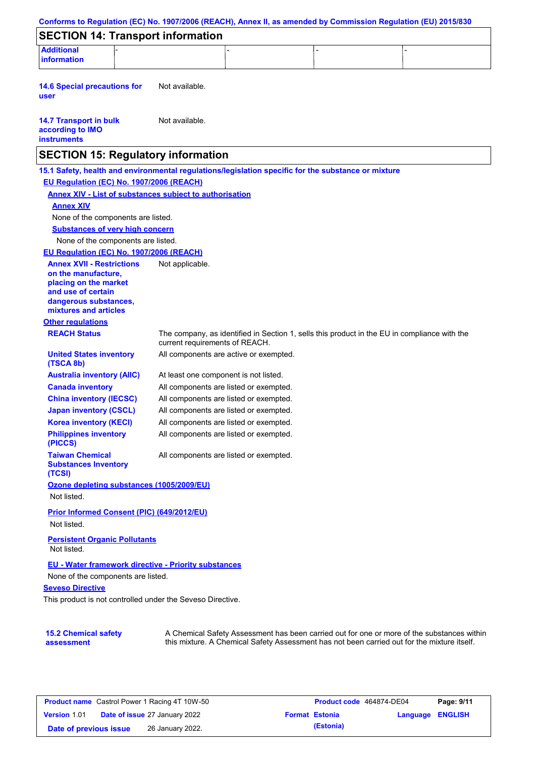## SECTION 14: Transport information

| Additional information | - | - | - | - |
|---|---|---|---|---|

**14.6 Special precautions for user** Not available.

**14.7 Transport in bulk according to IMO instruments** Not available.

## SECTION 15: Regulatory information

### 15.1 Safety, health and environmental regulations/legislation specific for the substance or mixture

**EU Regulation (EC) No. 1907/2006 (REACH)**

**Annex XIV - List of substances subject to authorisation**

**Annex XIV**

None of the components are listed.

**Substances of very high concern**

None of the components are listed.

**EU Regulation (EC) No. 1907/2006 (REACH)**

**Annex XVII - Restrictions on the manufacture, placing on the market and use of certain dangerous substances, mixtures and articles** Not applicable.

**Other regulations**

**REACH Status** The company, as identified in Section 1, sells this product in the EU in compliance with the current requirements of REACH.

**United States inventory (TSCA 8b)** All components are active or exempted.

**Australia inventory (AIIC)** At least one component is not listed.

**Canada inventory** All components are listed or exempted.

**China inventory (IECSC)** All components are listed or exempted.

**Japan inventory (CSCL)** All components are listed or exempted.

**Korea inventory (KECI)** All components are listed or exempted.

**Philippines inventory (PICCS)** All components are listed or exempted.

**Taiwan Chemical Substances Inventory (TCSI)** All components are listed or exempted.

**Ozone depleting substances (1005/2009/EU)**

Not listed.

**Prior Informed Consent (PIC) (649/2012/EU)**

Not listed.

**Persistent Organic Pollutants**

Not listed.

**EU - Water framework directive - Priority substances**

None of the components are listed.

**Seveso Directive**

This product is not controlled under the Seveso Directive.

**15.2 Chemical safety assessment** A Chemical Safety Assessment has been carried out for one or more of the substances within this mixture. A Chemical Safety Assessment has not been carried out for the mixture itself.

| **Product name** Castrol Power 1 Racing 4T 10W-50 | **Product code** 464874-DE04 | **Page:** 9/11 |
|---|---|---|
| **Version** 1.01 **Date of issue** 27 January 2022 | **Format** Estonia (Estonia) | **Language** ENGLISH |
| **Date of previous issue** 26 January 2022. | | |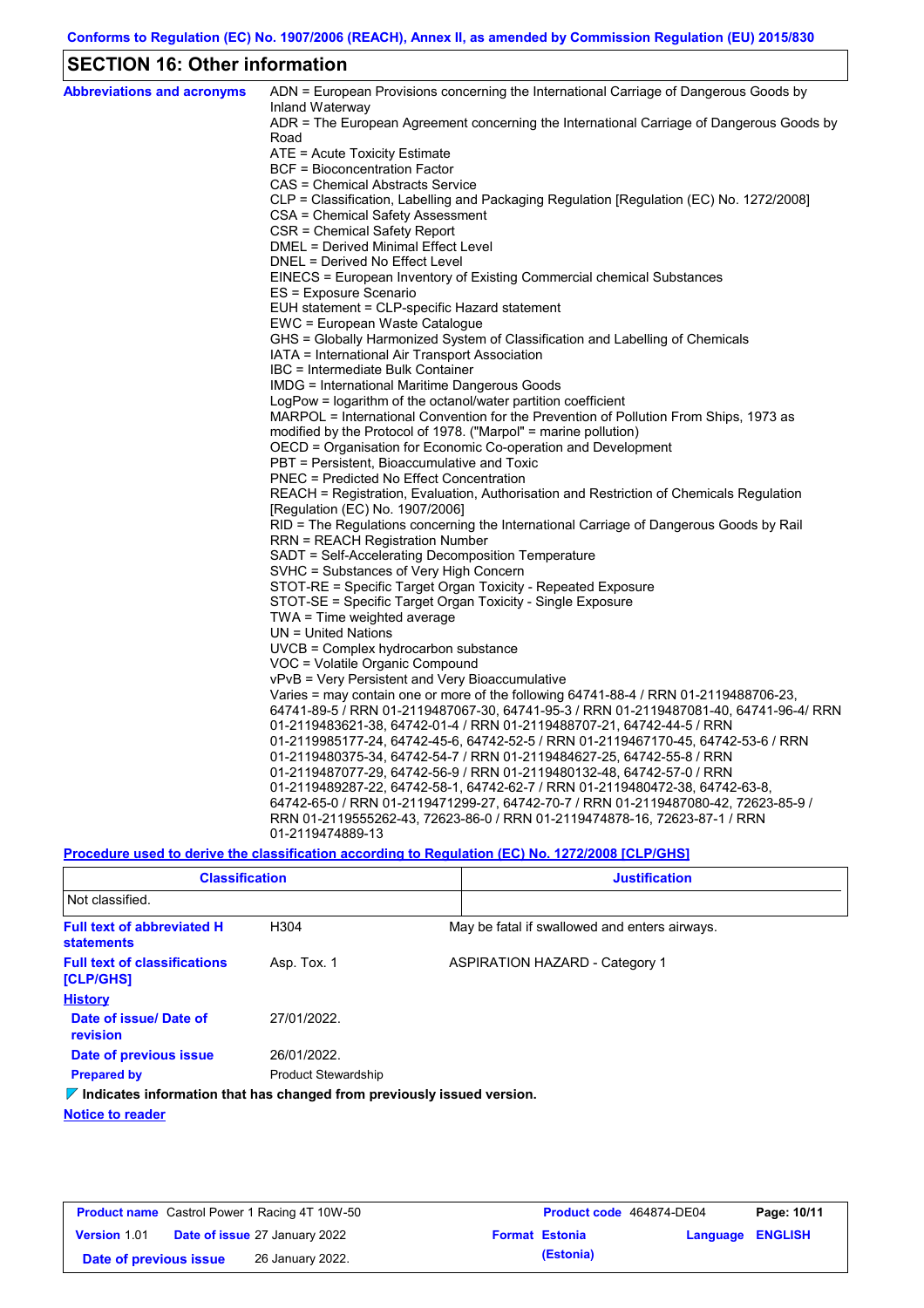Conforms to Regulation (EC) No. 1907/2006 (REACH), Annex II, as amended by Commission Regulation (EU) 2015/830

## SECTION 16: Other information

**Abbreviations and acronyms**

ADN = European Provisions concerning the International Carriage of Dangerous Goods by Inland Waterway
ADR = The European Agreement concerning the International Carriage of Dangerous Goods by Road
ATE = Acute Toxicity Estimate
BCF = Bioconcentration Factor
CAS = Chemical Abstracts Service
CLP = Classification, Labelling and Packaging Regulation [Regulation (EC) No. 1272/2008]
CSA = Chemical Safety Assessment
CSR = Chemical Safety Report
DMEL = Derived Minimal Effect Level
DNEL = Derived No Effect Level
EINECS = European Inventory of Existing Commercial chemical Substances
ES = Exposure Scenario
EUH statement = CLP-specific Hazard statement
EWC = European Waste Catalogue
GHS = Globally Harmonized System of Classification and Labelling of Chemicals
IATA = International Air Transport Association
IBC = Intermediate Bulk Container
IMDG = International Maritime Dangerous Goods
LogPow = logarithm of the octanol/water partition coefficient
MARPOL = International Convention for the Prevention of Pollution From Ships, 1973 as modified by the Protocol of 1978. ("Marpol" = marine pollution)
OECD = Organisation for Economic Co-operation and Development
PBT = Persistent, Bioaccumulative and Toxic
PNEC = Predicted No Effect Concentration
REACH = Registration, Evaluation, Authorisation and Restriction of Chemicals Regulation [Regulation (EC) No. 1907/2006]
RID = The Regulations concerning the International Carriage of Dangerous Goods by Rail
RRN = REACH Registration Number
SADT = Self-Accelerating Decomposition Temperature
SVHC = Substances of Very High Concern
STOT-RE = Specific Target Organ Toxicity - Repeated Exposure
STOT-SE = Specific Target Organ Toxicity - Single Exposure
TWA = Time weighted average
UN = United Nations
UVCB = Complex hydrocarbon substance
VOC = Volatile Organic Compound
vPvB = Very Persistent and Very Bioaccumulative
Varies = may contain one or more of the following 64741-88-4 / RRN 01-2119488706-23, 64741-89-5 / RRN 01-2119487067-30, 64741-95-3 / RRN 01-2119487081-40, 64741-96-4/ RRN 01-2119483621-38, 64742-01-4 / RRN 01-2119488707-21, 64742-44-5 / RRN 01-2119985177-24, 64742-45-6, 64742-52-5 / RRN 01-2119467170-45, 64742-53-6 / RRN 01-2119480375-34, 64742-54-7 / RRN 01-2119484627-25, 64742-55-8 / RRN 01-2119487077-29, 64742-56-9 / RRN 01-2119480132-48, 64742-57-0 / RRN 01-2119489287-22, 64742-58-1, 64742-62-7 / RRN 01-2119480472-38, 64742-63-8, 64742-65-0 / RRN 01-2119471299-27, 64742-70-7 / RRN 01-2119487080-42, 72623-85-9 / RRN 01-2119555262-43, 72623-86-0 / RRN 01-2119474878-16, 72623-87-1 / RRN 01-2119474889-13

**Procedure used to derive the classification according to Regulation (EC) No. 1272/2008 [CLP/GHS]**

| Classification | Justification |
|---|---|
| Not classified. | |

**Full text of abbreviated H statements**

H304 — May be fatal if swallowed and enters airways.

**Full text of classifications [CLP/GHS]**

Asp. Tox. 1 — ASPIRATION HAZARD - Category 1

**History**

**Date of issue/ Date of revision** 27/01/2022.

**Date of previous issue** 26/01/2022.

**Prepared by** Product Stewardship

**Indicates information that has changed from previously issued version.**

**Notice to reader**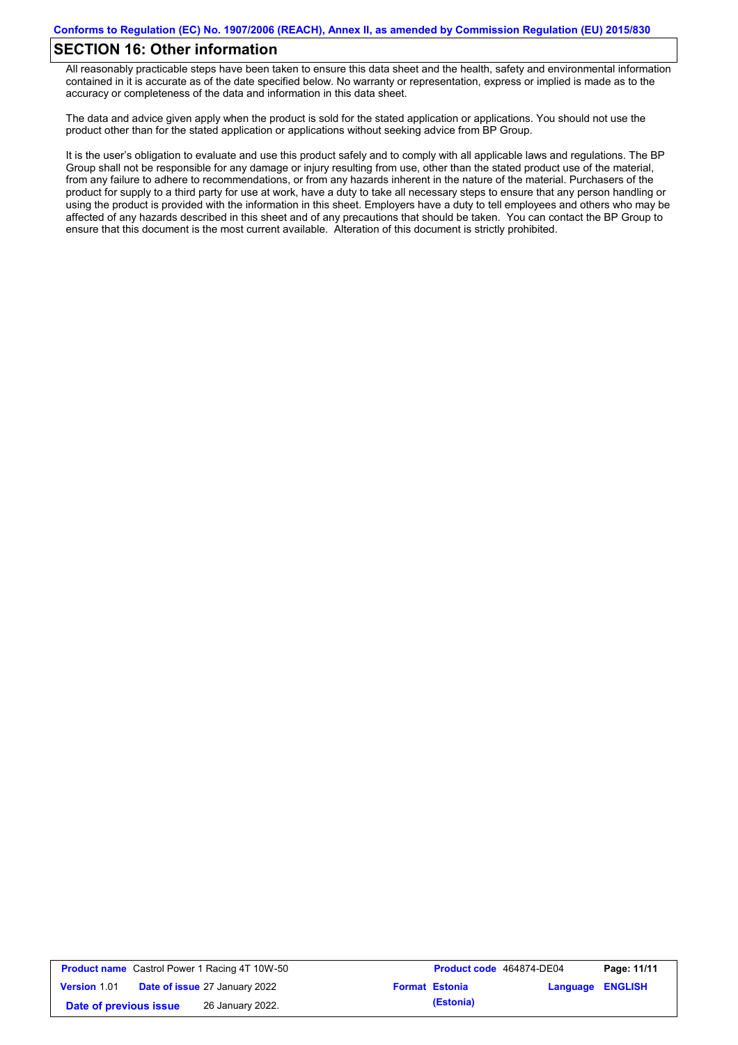## SECTION 16: Other information

All reasonably practicable steps have been taken to ensure this data sheet and the health, safety and environmental information contained in it is accurate as of the date specified below. No warranty or representation, express or implied is made as to the accuracy or completeness of the data and information in this data sheet.

The data and advice given apply when the product is sold for the stated application or applications. You should not use the product other than for the stated application or applications without seeking advice from BP Group.

It is the user's obligation to evaluate and use this product safely and to comply with all applicable laws and regulations. The BP Group shall not be responsible for any damage or injury resulting from use, other than the stated product use of the material, from any failure to adhere to recommendations, or from any hazards inherent in the nature of the material. Purchasers of the product for supply to a third party for use at work, have a duty to take all necessary steps to ensure that any person handling or using the product is provided with the information in this sheet. Employers have a duty to tell employees and others who may be affected of any hazards described in this sheet and of any precautions that should be taken. You can contact the BP Group to ensure that this document is the most current available. Alteration of this document is strictly prohibited.